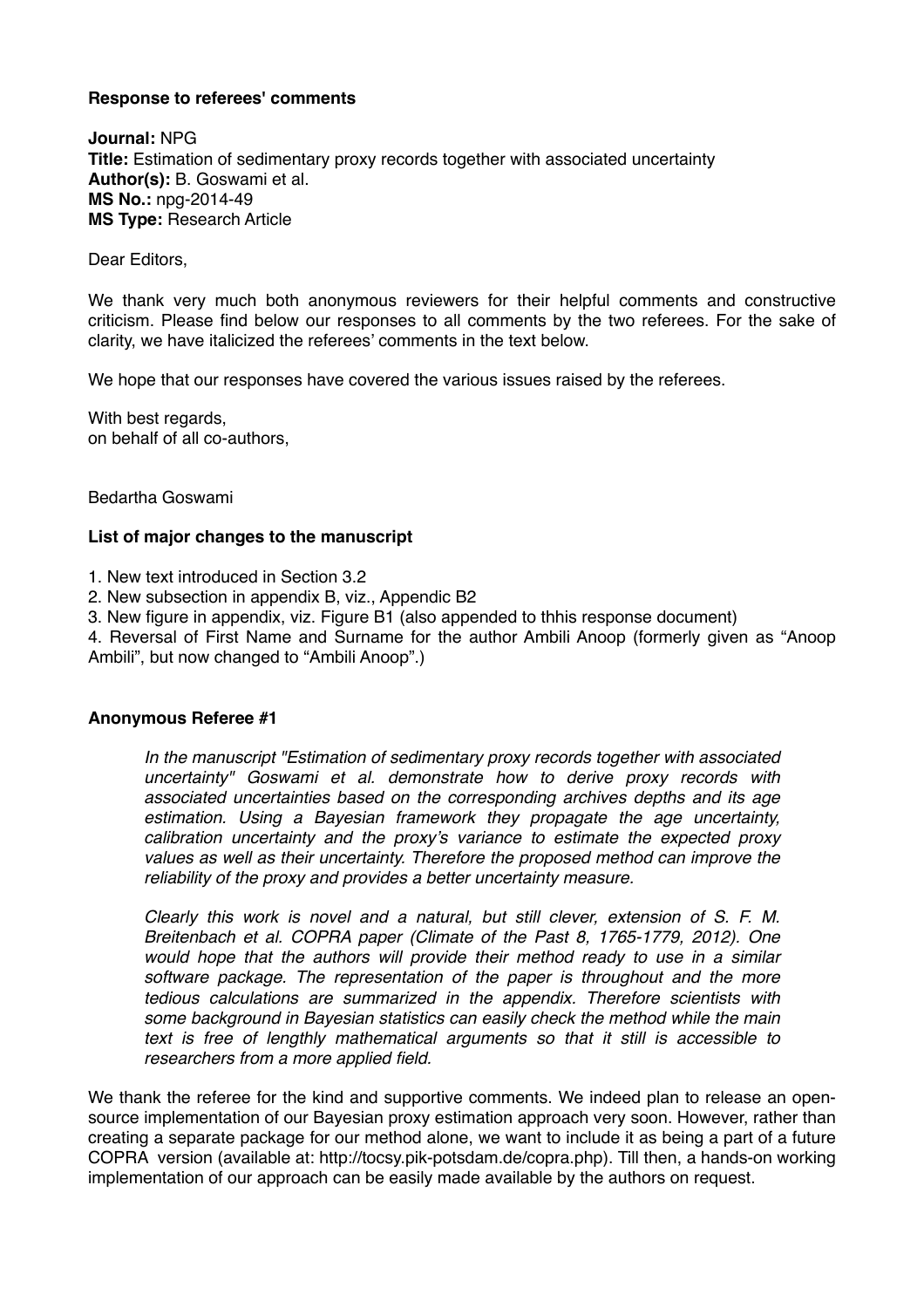**Response to referees' comments**

**Journal:** NPG
**Title:** Estimation of sedimentary proxy records together with associated uncertainty
**Author(s):** B. Goswami et al.
**MS No.:** npg-2014-49
**MS Type:** Research Article

Dear Editors,

We thank very much both anonymous reviewers for their helpful comments and constructive criticism. Please find below our responses to all comments by the two referees. For the sake of clarity, we have italicized the referees' comments in the text below.

We hope that our responses have covered the various issues raised by the referees.

With best regards,
on behalf of all co-authors,

Bedartha Goswami

**List of major changes to the manuscript**

1. New text introduced in Section 3.2
2. New subsection in appendix B, viz., Appendic B2
3. New figure in appendix, viz. Figure B1 (also appended to thhis response document)
4. Reversal of First Name and Surname for the author Ambili Anoop (formerly given as "Anoop Ambili", but now changed to "Ambili Anoop".)

**Anonymous Referee #1**

> *In the manuscript "Estimation of sedimentary proxy records together with associated uncertainty" Goswami et al. demonstrate how to derive proxy records with associated uncertainties based on the corresponding archives depths and its age estimation. Using a Bayesian framework they propagate the age uncertainty, calibration uncertainty and the proxy's variance to estimate the expected proxy values as well as their uncertainty. Therefore the proposed method can improve the reliability of the proxy and provides a better uncertainty measure.*
>
> *Clearly this work is novel and a natural, but still clever, extension of S. F. M. Breitenbach et al. COPRA paper (Climate of the Past 8, 1765-1779, 2012). One would hope that the authors will provide their method ready to use in a similar software package. The representation of the paper is throughout and the more tedious calculations are summarized in the appendix. Therefore scientists with some background in Bayesian statistics can easily check the method while the main text is free of lengthly mathematical arguments so that it still is accessible to researchers from a more applied field.*

We thank the referee for the kind and supportive comments. We indeed plan to release an open-source implementation of our Bayesian proxy estimation approach very soon. However, rather than creating a separate package for our method alone, we want to include it as being a part of a future COPRA version (available at: http://tocsy.pik-potsdam.de/copra.php). Till then, a hands-on working implementation of our approach can be easily made available by the authors on request.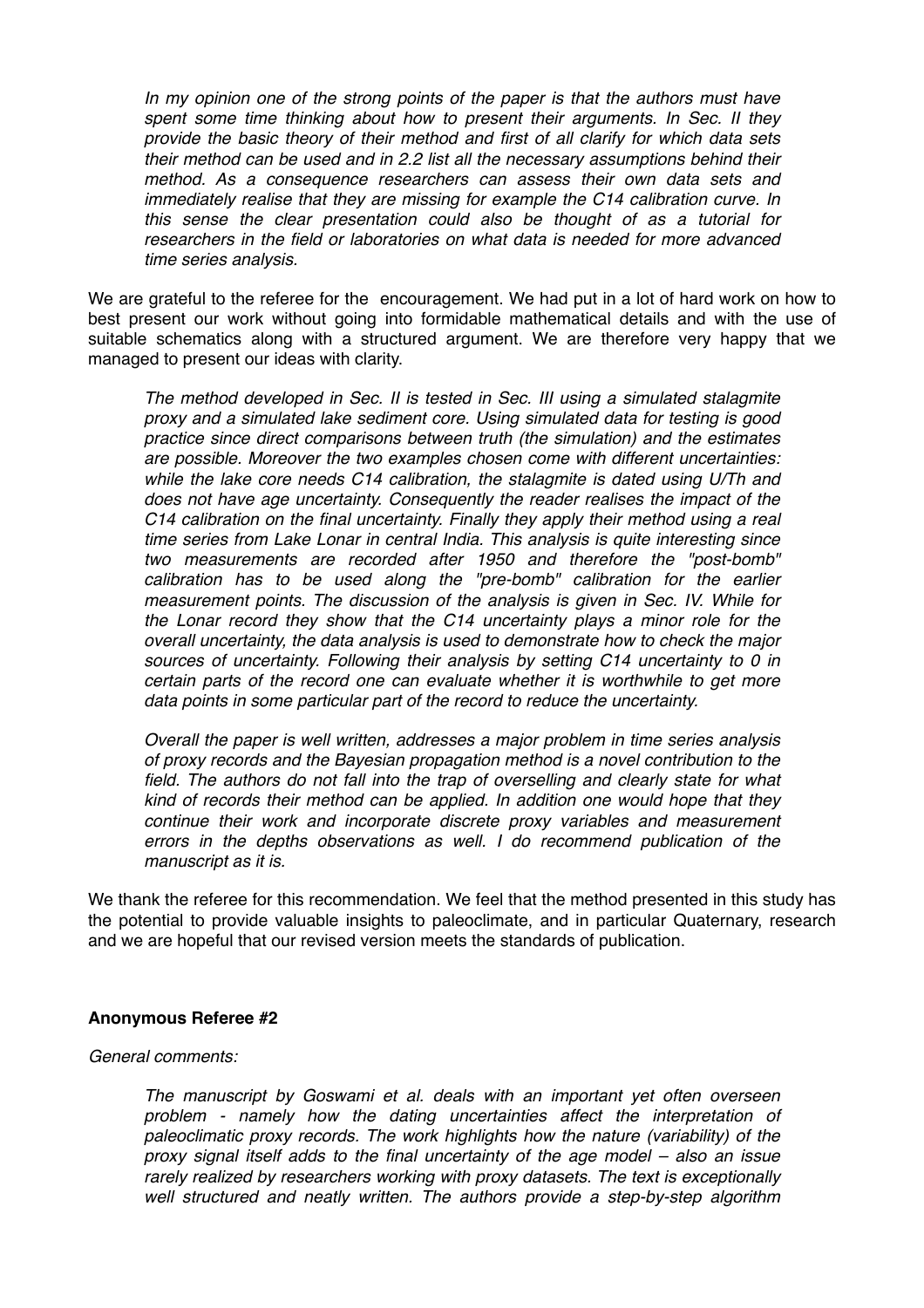*In my opinion one of the strong points of the paper is that the authors must have spent some time thinking about how to present their arguments. In Sec. II they provide the basic theory of their method and first of all clarify for which data sets their method can be used and in 2.2 list all the necessary assumptions behind their method. As a consequence researchers can assess their own data sets and immediately realise that they are missing for example the C14 calibration curve. In this sense the clear presentation could also be thought of as a tutorial for researchers in the field or laboratories on what data is needed for more advanced time series analysis.*

We are grateful to the referee for the encouragement. We had put in a lot of hard work on how to best present our work without going into formidable mathematical details and with the use of suitable schematics along with a structured argument. We are therefore very happy that we managed to present our ideas with clarity.

*The method developed in Sec. II is tested in Sec. III using a simulated stalagmite proxy and a simulated lake sediment core. Using simulated data for testing is good practice since direct comparisons between truth (the simulation) and the estimates are possible. Moreover the two examples chosen come with different uncertainties: while the lake core needs C14 calibration, the stalagmite is dated using U/Th and does not have age uncertainty. Consequently the reader realises the impact of the C14 calibration on the final uncertainty. Finally they apply their method using a real time series from Lake Lonar in central India. This analysis is quite interesting since two measurements are recorded after 1950 and therefore the "post-bomb" calibration has to be used along the "pre-bomb" calibration for the earlier measurement points. The discussion of the analysis is given in Sec. IV. While for the Lonar record they show that the C14 uncertainty plays a minor role for the overall uncertainty, the data analysis is used to demonstrate how to check the major sources of uncertainty. Following their analysis by setting C14 uncertainty to 0 in certain parts of the record one can evaluate whether it is worthwhile to get more data points in some particular part of the record to reduce the uncertainty.*

*Overall the paper is well written, addresses a major problem in time series analysis of proxy records and the Bayesian propagation method is a novel contribution to the field. The authors do not fall into the trap of overselling and clearly state for what kind of records their method can be applied. In addition one would hope that they continue their work and incorporate discrete proxy variables and measurement errors in the depths observations as well. I do recommend publication of the manuscript as it is.*

We thank the referee for this recommendation. We feel that the method presented in this study has the potential to provide valuable insights to paleoclimate, and in particular Quaternary, research and we are hopeful that our revised version meets the standards of publication.

**Anonymous Referee #2**

*General comments:*

*The manuscript by Goswami et al. deals with an important yet often overseen problem - namely how the dating uncertainties affect the interpretation of paleoclimatic proxy records. The work highlights how the nature (variability) of the proxy signal itself adds to the final uncertainty of the age model – also an issue rarely realized by researchers working with proxy datasets. The text is exceptionally well structured and neatly written. The authors provide a step-by-step algorithm*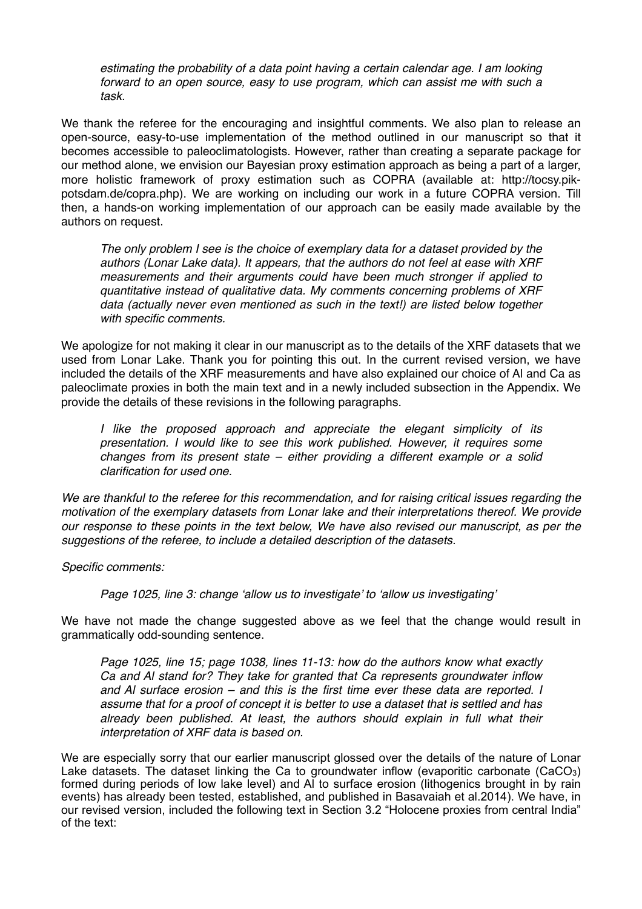*estimating the probability of a data point having a certain calendar age. I am looking forward to an open source, easy to use program, which can assist me with such a task.*

We thank the referee for the encouraging and insightful comments. We also plan to release an open-source, easy-to-use implementation of the method outlined in our manuscript so that it becomes accessible to paleoclimatologists. However, rather than creating a separate package for our method alone, we envision our Bayesian proxy estimation approach as being a part of a larger, more holistic framework of proxy estimation such as COPRA (available at: http://tocsy.pik-potsdam.de/copra.php). We are working on including our work in a future COPRA version. Till then, a hands-on working implementation of our approach can be easily made available by the authors on request.

*The only problem I see is the choice of exemplary data for a dataset provided by the authors (Lonar Lake data). It appears, that the authors do not feel at ease with XRF measurements and their arguments could have been much stronger if applied to quantitative instead of qualitative data. My comments concerning problems of XRF data (actually never even mentioned as such in the text!) are listed below together with specific comments.*

We apologize for not making it clear in our manuscript as to the details of the XRF datasets that we used from Lonar Lake. Thank you for pointing this out. In the current revised version, we have included the details of the XRF measurements and have also explained our choice of Al and Ca as paleoclimate proxies in both the main text and in a newly included subsection in the Appendix. We provide the details of these revisions in the following paragraphs.

*I like the proposed approach and appreciate the elegant simplicity of its presentation. I would like to see this work published. However, it requires some changes from its present state – either providing a different example or a solid clarification for used one.*

*We are thankful to the referee for this recommendation, and for raising critical issues regarding the motivation of the exemplary datasets from Lonar lake and their interpretations thereof. We provide our response to these points in the text below, We have also revised our manuscript, as per the suggestions of the referee, to include a detailed description of the datasets.*

*Specific comments:*

*Page 1025, line 3: change 'allow us to investigate' to 'allow us investigating'*

We have not made the change suggested above as we feel that the change would result in grammatically odd-sounding sentence.

*Page 1025, line 15; page 1038, lines 11-13: how do the authors know what exactly Ca and Al stand for? They take for granted that Ca represents groundwater inflow and Al surface erosion – and this is the first time ever these data are reported. I assume that for a proof of concept it is better to use a dataset that is settled and has already been published. At least, the authors should explain in full what their interpretation of XRF data is based on.*

We are especially sorry that our earlier manuscript glossed over the details of the nature of Lonar Lake datasets. The dataset linking the Ca to groundwater inflow (evaporitic carbonate ($CaCO_3$) formed during periods of low lake level) and Al to surface erosion (lithogenics brought in by rain events) has already been tested, established, and published in Basavaiah et al.2014). We have, in our revised version, included the following text in Section 3.2 "Holocene proxies from central India" of the text: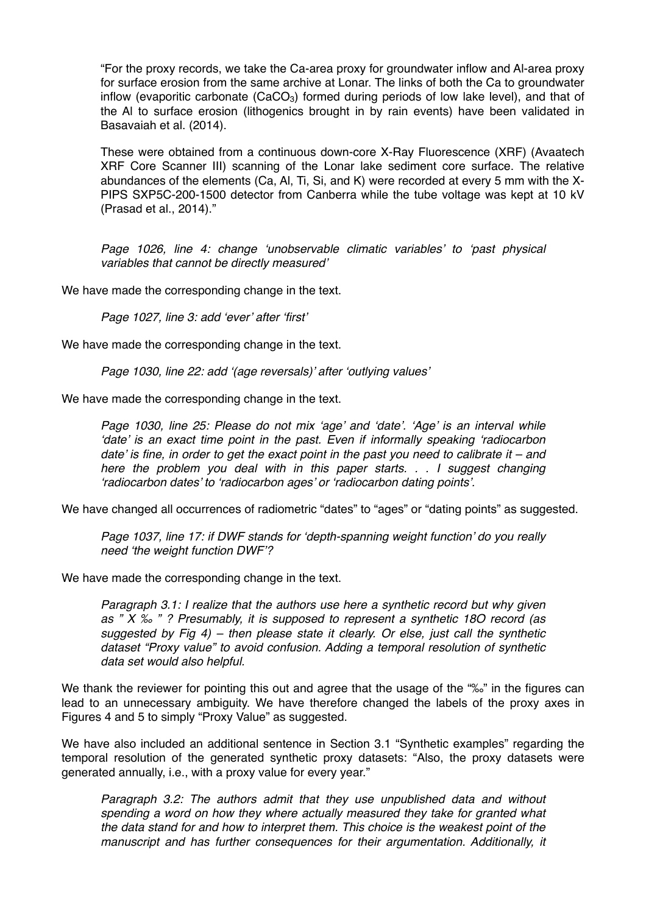"For the proxy records, we take the Ca-area proxy for groundwater inflow and Al-area proxy for surface erosion from the same archive at Lonar. The links of both the Ca to groundwater inflow (evaporitic carbonate ($CaCO_3$) formed during periods of low lake level), and that of the Al to surface erosion (lithogenics brought in by rain events) have been validated in Basavaiah et al. (2014).

These were obtained from a continuous down-core X-Ray Fluorescence (XRF) (Avaatech XRF Core Scanner III) scanning of the Lonar lake sediment core surface. The relative abundances of the elements (Ca, Al, Ti, Si, and K) were recorded at every 5 mm with the X-PIPS SXP5C-200-1500 detector from Canberra while the tube voltage was kept at 10 kV (Prasad et al., 2014)."

*Page 1026, line 4: change 'unobservable climatic variables' to 'past physical variables that cannot be directly measured'*

We have made the corresponding change in the text.

*Page 1027, line 3: add 'ever' after 'first'*

We have made the corresponding change in the text.

*Page 1030, line 22: add '(age reversals)' after 'outlying values'*

We have made the corresponding change in the text.

*Page 1030, line 25: Please do not mix 'age' and 'date'. 'Age' is an interval while 'date' is an exact time point in the past. Even if informally speaking 'radiocarbon date' is fine, in order to get the exact point in the past you need to calibrate it – and here the problem you deal with in this paper starts. . . I suggest changing 'radiocarbon dates' to 'radiocarbon ages' or 'radiocarbon dating points'.*

We have changed all occurrences of radiometric "dates" to "ages" or "dating points" as suggested.

*Page 1037, line 17: if DWF stands for 'depth-spanning weight function' do you really need 'the weight function DWF'?*

We have made the corresponding change in the text.

*Paragraph 3.1: I realize that the authors use here a synthetic record but why given as " X ‰ " ? Presumably, it is supposed to represent a synthetic 18O record (as suggested by Fig 4) – then please state it clearly. Or else, just call the synthetic dataset "Proxy value" to avoid confusion. Adding a temporal resolution of synthetic data set would also helpful.*

We thank the reviewer for pointing this out and agree that the usage of the "‰" in the figures can lead to an unnecessary ambiguity. We have therefore changed the labels of the proxy axes in Figures 4 and 5 to simply "Proxy Value" as suggested.

We have also included an additional sentence in Section 3.1 "Synthetic examples" regarding the temporal resolution of the generated synthetic proxy datasets: "Also, the proxy datasets were generated annually, i.e., with a proxy value for every year."

*Paragraph 3.2: The authors admit that they use unpublished data and without spending a word on how they where actually measured they take for granted what the data stand for and how to interpret them. This choice is the weakest point of the manuscript and has further consequences for their argumentation. Additionally, it*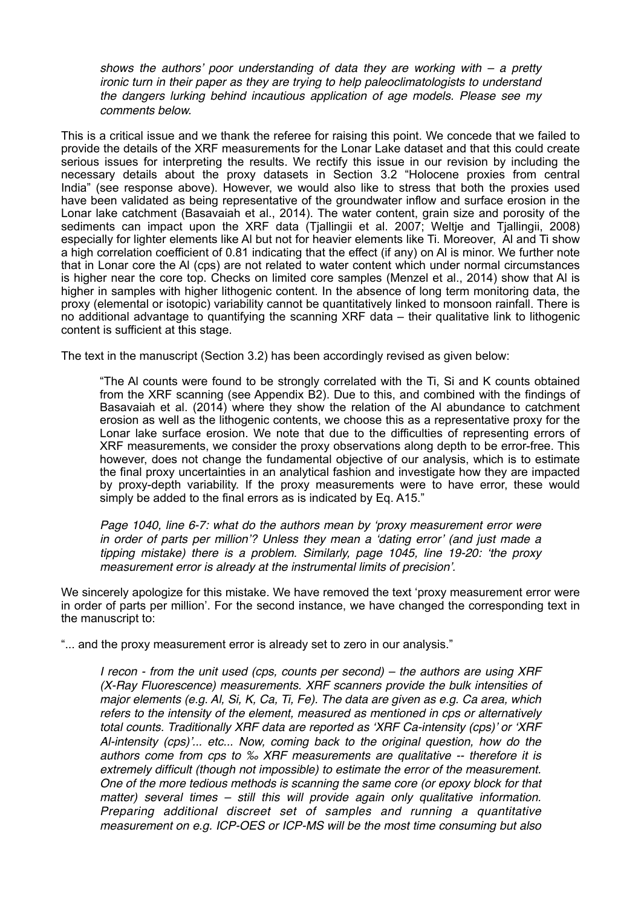*shows the authors' poor understanding of data they are working with – a pretty ironic turn in their paper as they are trying to help paleoclimatologists to understand the dangers lurking behind incautious application of age models. Please see my comments below.*

This is a critical issue and we thank the referee for raising this point. We concede that we failed to provide the details of the XRF measurements for the Lonar Lake dataset and that this could create serious issues for interpreting the results. We rectify this issue in our revision by including the necessary details about the proxy datasets in Section 3.2 "Holocene proxies from central India" (see response above). However, we would also like to stress that both the proxies used have been validated as being representative of the groundwater inflow and surface erosion in the Lonar lake catchment (Basavaiah et al., 2014). The water content, grain size and porosity of the sediments can impact upon the XRF data (Tjallingii et al. 2007; Weltje and Tjallingii, 2008) especially for lighter elements like Al but not for heavier elements like Ti. Moreover, Al and Ti show a high correlation coefficient of 0.81 indicating that the effect (if any) on Al is minor. We further note that in Lonar core the Al (cps) are not related to water content which under normal circumstances is higher near the core top. Checks on limited core samples (Menzel et al., 2014) show that Al is higher in samples with higher lithogenic content. In the absence of long term monitoring data, the proxy (elemental or isotopic) variability cannot be quantitatively linked to monsoon rainfall. There is no additional advantage to quantifying the scanning XRF data – their qualitative link to lithogenic content is sufficient at this stage.

The text in the manuscript (Section 3.2) has been accordingly revised as given below:

> "The Al counts were found to be strongly correlated with the Ti, Si and K counts obtained from the XRF scanning (see Appendix B2). Due to this, and combined with the findings of Basavaiah et al. (2014) where they show the relation of the Al abundance to catchment erosion as well as the lithogenic contents, we choose this as a representative proxy for the Lonar lake surface erosion. We note that due to the difficulties of representing errors of XRF measurements, we consider the proxy observations along depth to be error-free. This however, does not change the fundamental objective of our analysis, which is to estimate the final proxy uncertainties in an analytical fashion and investigate how they are impacted by proxy-depth variability. If the proxy measurements were to have error, these would simply be added to the final errors as is indicated by Eq. A15."

> *Page 1040, line 6-7: what do the authors mean by 'proxy measurement error were in order of parts per million'? Unless they mean a 'dating error' (and just made a tipping mistake) there is a problem. Similarly, page 1045, line 19-20: 'the proxy measurement error is already at the instrumental limits of precision'.*

We sincerely apologize for this mistake. We have removed the text 'proxy measurement error were in order of parts per million'. For the second instance, we have changed the corresponding text in the manuscript to:

"... and the proxy measurement error is already set to zero in our analysis."

> *I recon - from the unit used (cps, counts per second) – the authors are using XRF (X-Ray Fluorescence) measurements. XRF scanners provide the bulk intensities of major elements (e.g. Al, Si, K, Ca, Ti, Fe). The data are given as e.g. Ca area, which refers to the intensity of the element, measured as mentioned in cps or alternatively total counts. Traditionally XRF data are reported as 'XRF Ca-intensity (cps)' or 'XRF Al-intensity (cps)'... etc... Now, coming back to the original question, how do the authors come from cps to ‰ XRF measurements are qualitative -- therefore it is extremely difficult (though not impossible) to estimate the error of the measurement. One of the more tedious methods is scanning the same core (or epoxy block for that matter) several times – still this will provide again only qualitative information. Preparing additional discreet set of samples and running a quantitative measurement on e.g. ICP-OES or ICP-MS will be the most time consuming but also*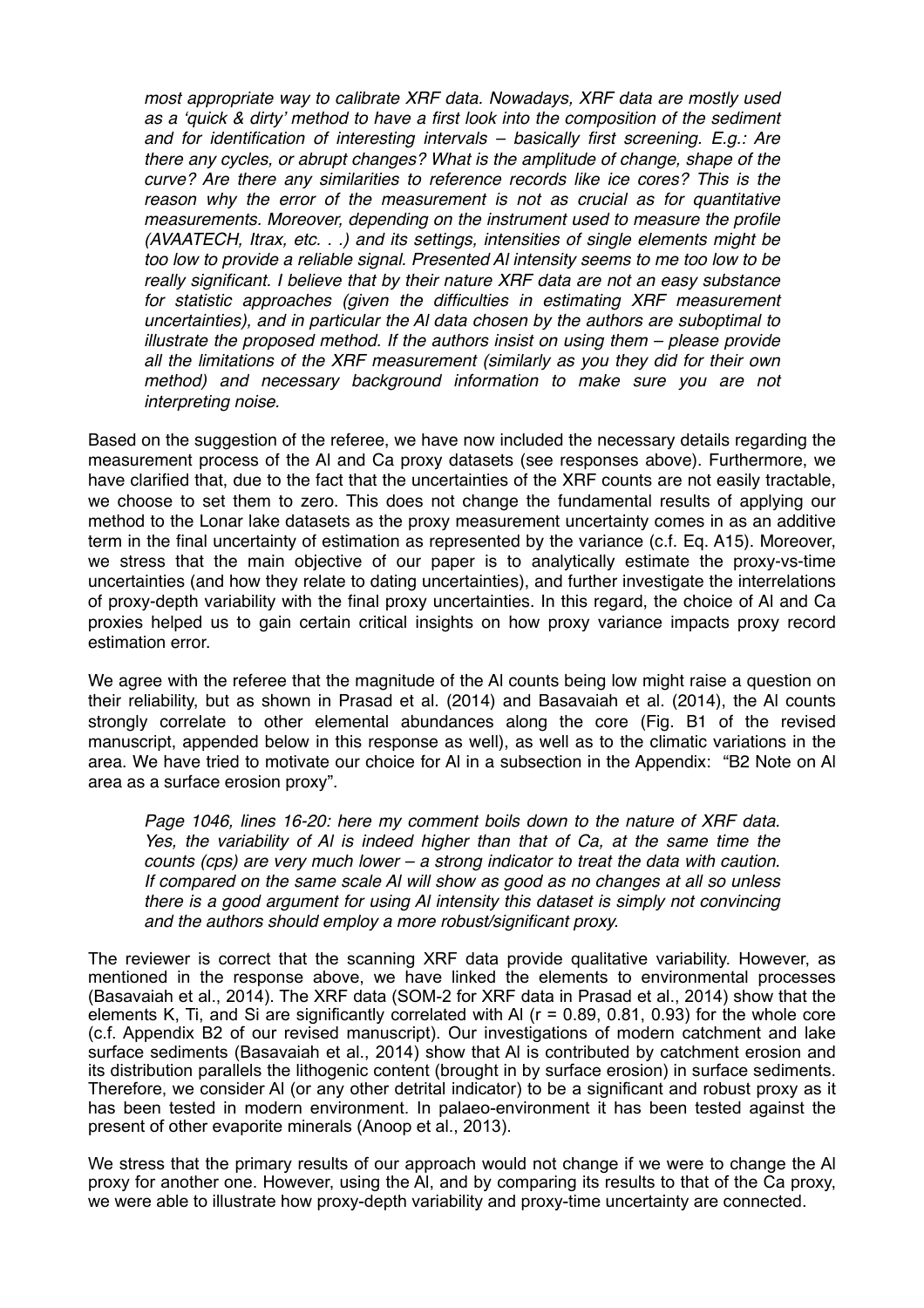*most appropriate way to calibrate XRF data. Nowadays, XRF data are mostly used as a 'quick & dirty' method to have a first look into the composition of the sediment and for identification of interesting intervals – basically first screening. E.g.: Are there any cycles, or abrupt changes? What is the amplitude of change, shape of the curve? Are there any similarities to reference records like ice cores? This is the reason why the error of the measurement is not as crucial as for quantitative measurements. Moreover, depending on the instrument used to measure the profile (AVAATECH, Itrax, etc. . .) and its settings, intensities of single elements might be too low to provide a reliable signal. Presented Al intensity seems to me too low to be really significant. I believe that by their nature XRF data are not an easy substance for statistic approaches (given the difficulties in estimating XRF measurement uncertainties), and in particular the Al data chosen by the authors are suboptimal to illustrate the proposed method. If the authors insist on using them – please provide all the limitations of the XRF measurement (similarly as you they did for their own method) and necessary background information to make sure you are not interpreting noise.*

Based on the suggestion of the referee, we have now included the necessary details regarding the measurement process of the Al and Ca proxy datasets (see responses above). Furthermore, we have clarified that, due to the fact that the uncertainties of the XRF counts are not easily tractable, we choose to set them to zero. This does not change the fundamental results of applying our method to the Lonar lake datasets as the proxy measurement uncertainty comes in as an additive term in the final uncertainty of estimation as represented by the variance (c.f. Eq. A15). Moreover, we stress that the main objective of our paper is to analytically estimate the proxy-vs-time uncertainties (and how they relate to dating uncertainties), and further investigate the interrelations of proxy-depth variability with the final proxy uncertainties. In this regard, the choice of Al and Ca proxies helped us to gain certain critical insights on how proxy variance impacts proxy record estimation error.

We agree with the referee that the magnitude of the Al counts being low might raise a question on their reliability, but as shown in Prasad et al. (2014) and Basavaiah et al. (2014), the Al counts strongly correlate to other elemental abundances along the core (Fig. B1 of the revised manuscript, appended below in this response as well), as well as to the climatic variations in the area. We have tried to motivate our choice for Al in a subsection in the Appendix: "B2 Note on Al area as a surface erosion proxy".

*Page 1046, lines 16-20: here my comment boils down to the nature of XRF data. Yes, the variability of Al is indeed higher than that of Ca, at the same time the counts (cps) are very much lower – a strong indicator to treat the data with caution. If compared on the same scale Al will show as good as no changes at all so unless there is a good argument for using Al intensity this dataset is simply not convincing and the authors should employ a more robust/significant proxy.*

The reviewer is correct that the scanning XRF data provide qualitative variability. However, as mentioned in the response above, we have linked the elements to environmental processes (Basavaiah et al., 2014). The XRF data (SOM-2 for XRF data in Prasad et al., 2014) show that the elements K, Ti, and Si are significantly correlated with Al ($r$ = 0.89, 0.81, 0.93) for the whole core (c.f. Appendix B2 of our revised manuscript). Our investigations of modern catchment and lake surface sediments (Basavaiah et al., 2014) show that Al is contributed by catchment erosion and its distribution parallels the lithogenic content (brought in by surface erosion) in surface sediments. Therefore, we consider Al (or any other detrital indicator) to be a significant and robust proxy as it has been tested in modern environment. In palaeo-environment it has been tested against the present of other evaporite minerals (Anoop et al., 2013).

We stress that the primary results of our approach would not change if we were to change the Al proxy for another one. However, using the Al, and by comparing its results to that of the Ca proxy, we were able to illustrate how proxy-depth variability and proxy-time uncertainty are connected.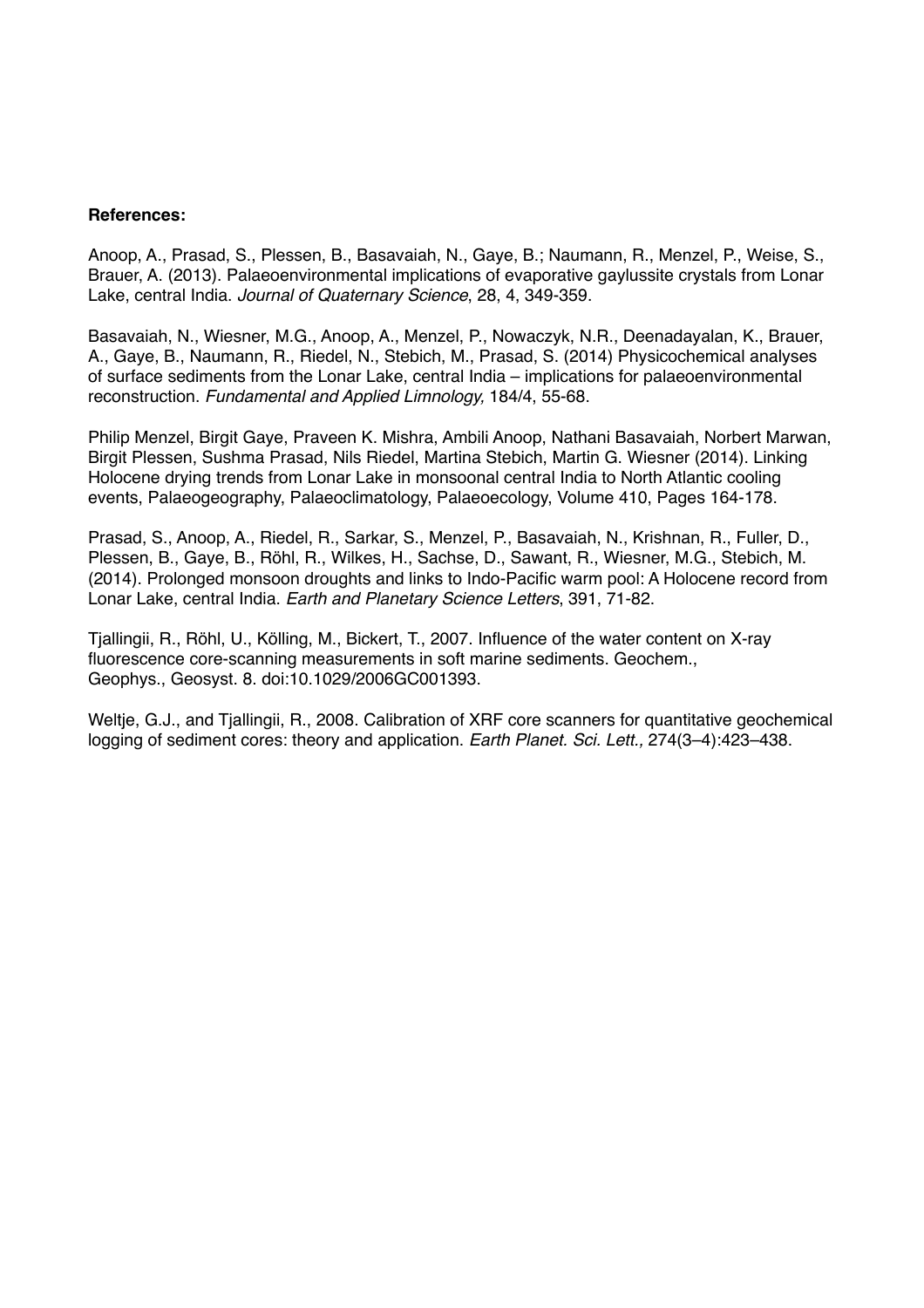**References:**

Anoop, A., Prasad, S., Plessen, B., Basavaiah, N., Gaye, B.; Naumann, R., Menzel, P., Weise, S., Brauer, A. (2013). Palaeoenvironmental implications of evaporative gaylussite crystals from Lonar Lake, central India. *Journal of Quaternary Science*, 28, 4, 349-359.

Basavaiah, N., Wiesner, M.G., Anoop, A., Menzel, P., Nowaczyk, N.R., Deenadayalan, K., Brauer, A., Gaye, B., Naumann, R., Riedel, N., Stebich, M., Prasad, S. (2014) Physicochemical analyses of surface sediments from the Lonar Lake, central India – implications for palaeoenvironmental reconstruction. *Fundamental and Applied Limnology,* 184/4, 55-68.

Philip Menzel, Birgit Gaye, Praveen K. Mishra, Ambili Anoop, Nathani Basavaiah, Norbert Marwan, Birgit Plessen, Sushma Prasad, Nils Riedel, Martina Stebich, Martin G. Wiesner (2014). Linking Holocene drying trends from Lonar Lake in monsoonal central India to North Atlantic cooling events, Palaeogeography, Palaeoclimatology, Palaeoecology, Volume 410, Pages 164-178.

Prasad, S., Anoop, A., Riedel, R., Sarkar, S., Menzel, P., Basavaiah, N., Krishnan, R., Fuller, D., Plessen, B., Gaye, B., Röhl, R., Wilkes, H., Sachse, D., Sawant, R., Wiesner, M.G., Stebich, M. (2014). Prolonged monsoon droughts and links to Indo-Pacific warm pool: A Holocene record from Lonar Lake, central India. *Earth and Planetary Science Letters*, 391, 71-82.

Tjallingii, R., Röhl, U., Kölling, M., Bickert, T., 2007. Influence of the water content on X-ray fluorescence core-scanning measurements in soft marine sediments. Geochem., Geophys., Geosyst. 8. doi:10.1029/2006GC001393.

Weltje, G.J., and Tjallingii, R., 2008. Calibration of XRF core scanners for quantitative geochemical logging of sediment cores: theory and application. *Earth Planet. Sci. Lett.,* 274(3–4):423–438.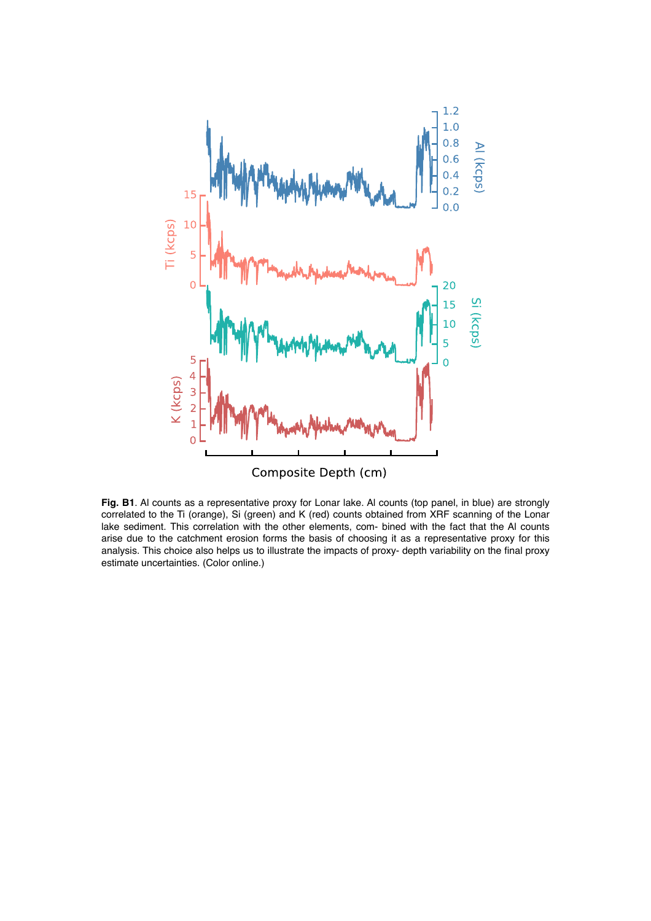1.2
1.0
0.8
0.6
0.4
0.2
0.0
Al (kcps)

15
10
5
0
Ti (kcps)

20
15
10
5
0
Si (kcps)

5
4
3
2
1
0
K (kcps)

Composite Depth (cm)

**Fig. B1**. Al counts as a representative proxy for Lonar lake. Al counts (top panel, in blue) are strongly correlated to the Ti (orange), Si (green) and K (red) counts obtained from XRF scanning of the Lonar lake sediment. This correlation with the other elements, com- bined with the fact that the Al counts arise due to the catchment erosion forms the basis of choosing it as a representative proxy for this analysis. This choice also helps us to illustrate the impacts of proxy- depth variability on the final proxy estimate uncertainties. (Color online.)